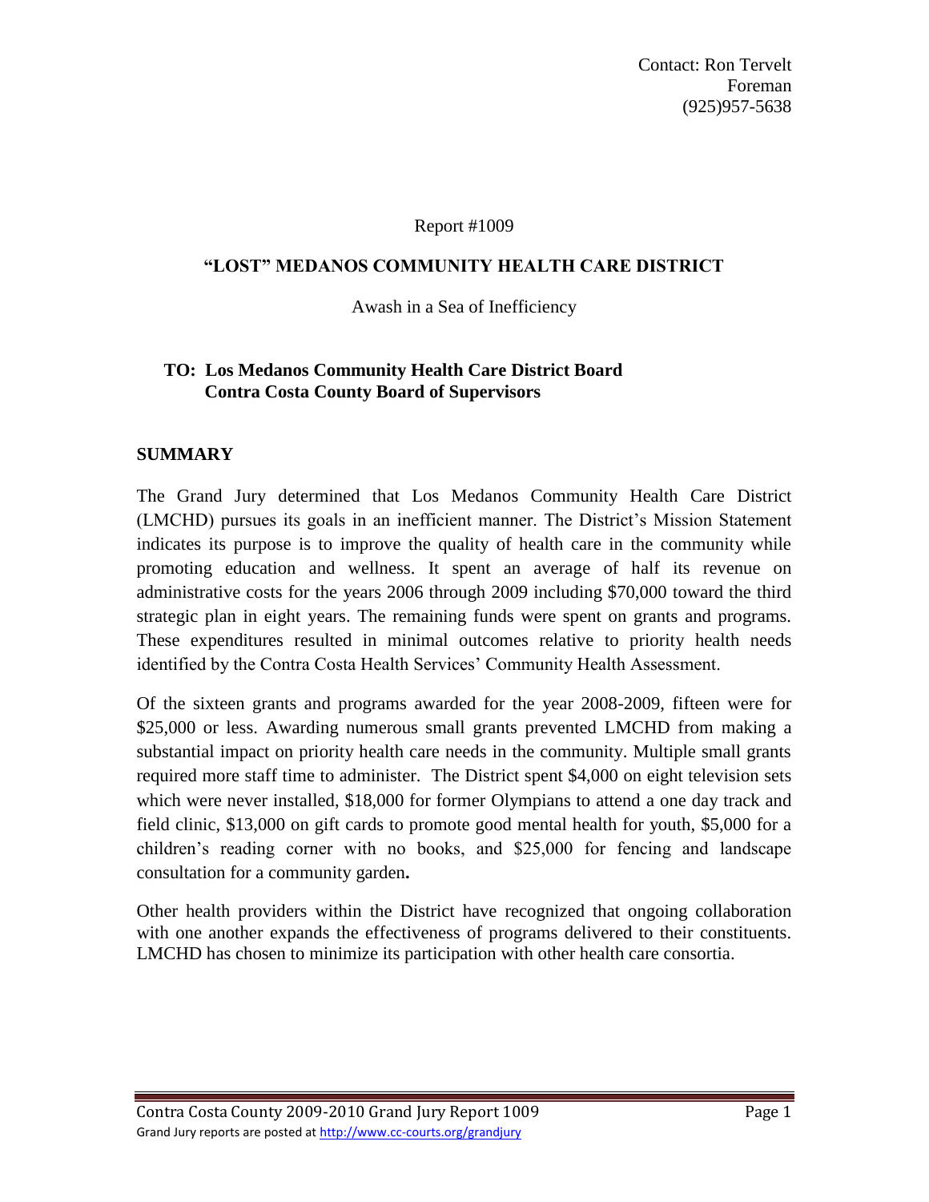Contact: Ron Tervelt
Foreman
(925)957-5638

Report #1009

# "LOST" MEDANOS COMMUNITY HEALTH CARE DISTRICT

Awash in a Sea of Inefficiency

**TO: Los Medanos Community Health Care District Board**
**Contra Costa County Board of Supervisors**

## SUMMARY

The Grand Jury determined that Los Medanos Community Health Care District (LMCHD) pursues its goals in an inefficient manner. The District's Mission Statement indicates its purpose is to improve the quality of health care in the community while promoting education and wellness. It spent an average of half its revenue on administrative costs for the years 2006 through 2009 including $70,000 toward the third strategic plan in eight years. The remaining funds were spent on grants and programs. These expenditures resulted in minimal outcomes relative to priority health needs identified by the Contra Costa Health Services' Community Health Assessment.

Of the sixteen grants and programs awarded for the year 2008-2009, fifteen were for $25,000 or less. Awarding numerous small grants prevented LMCHD from making a substantial impact on priority health care needs in the community. Multiple small grants required more staff time to administer. The District spent $4,000 on eight television sets which were never installed, $18,000 for former Olympians to attend a one day track and field clinic, $13,000 on gift cards to promote good mental health for youth, $5,000 for a children's reading corner with no books, and $25,000 for fencing and landscape consultation for a community garden**.**

Other health providers within the District have recognized that ongoing collaboration with one another expands the effectiveness of programs delivered to their constituents. LMCHD has chosen to minimize its participation with other health care consortia.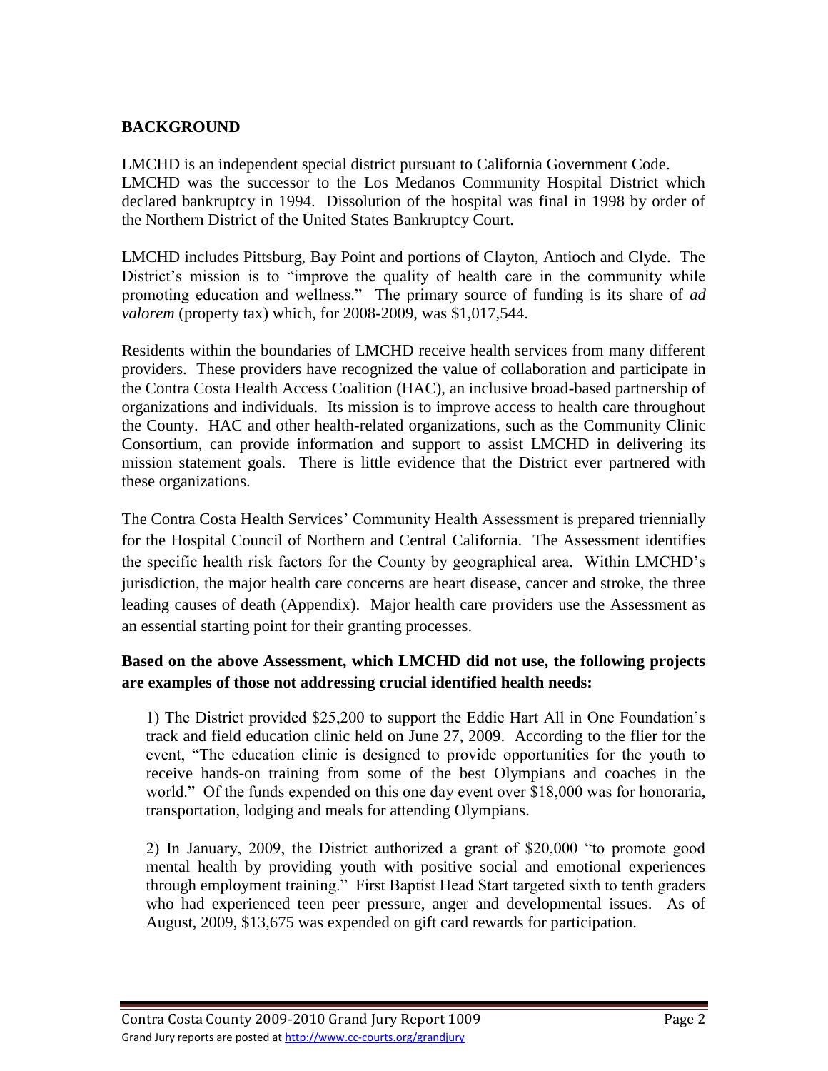## BACKGROUND

LMCHD is an independent special district pursuant to California Government Code. LMCHD was the successor to the Los Medanos Community Hospital District which declared bankruptcy in 1994. Dissolution of the hospital was final in 1998 by order of the Northern District of the United States Bankruptcy Court.

LMCHD includes Pittsburg, Bay Point and portions of Clayton, Antioch and Clyde. The District's mission is to "improve the quality of health care in the community while promoting education and wellness." The primary source of funding is its share of *ad valorem* (property tax) which, for 2008-2009, was $1,017,544.

Residents within the boundaries of LMCHD receive health services from many different providers. These providers have recognized the value of collaboration and participate in the Contra Costa Health Access Coalition (HAC), an inclusive broad-based partnership of organizations and individuals. Its mission is to improve access to health care throughout the County. HAC and other health-related organizations, such as the Community Clinic Consortium, can provide information and support to assist LMCHD in delivering its mission statement goals. There is little evidence that the District ever partnered with these organizations.

The Contra Costa Health Services' Community Health Assessment is prepared triennially for the Hospital Council of Northern and Central California. The Assessment identifies the specific health risk factors for the County by geographical area. Within LMCHD's jurisdiction, the major health care concerns are heart disease, cancer and stroke, the three leading causes of death (Appendix). Major health care providers use the Assessment as an essential starting point for their granting processes.

**Based on the above Assessment, which LMCHD did not use, the following projects are examples of those not addressing crucial identified health needs:**

1) The District provided $25,200 to support the Eddie Hart All in One Foundation's track and field education clinic held on June 27, 2009. According to the flier for the event, "The education clinic is designed to provide opportunities for the youth to receive hands-on training from some of the best Olympians and coaches in the world." Of the funds expended on this one day event over $18,000 was for honoraria, transportation, lodging and meals for attending Olympians.

2) In January, 2009, the District authorized a grant of $20,000 "to promote good mental health by providing youth with positive social and emotional experiences through employment training." First Baptist Head Start targeted sixth to tenth graders who had experienced teen peer pressure, anger and developmental issues. As of August, 2009, $13,675 was expended on gift card rewards for participation.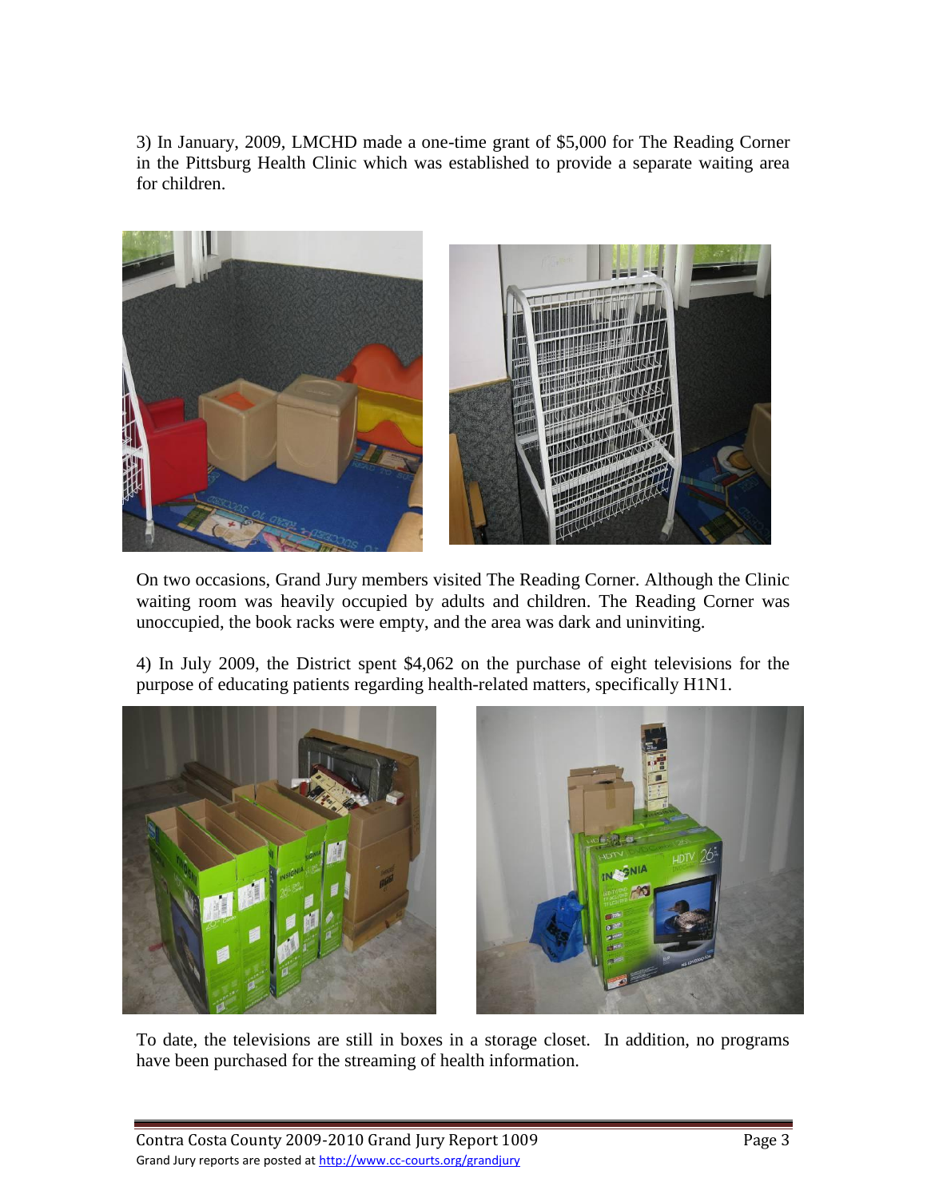3) In January, 2009, LMCHD made a one-time grant of $5,000 for The Reading Corner in the Pittsburg Health Clinic which was established to provide a separate waiting area for children.

On two occasions, Grand Jury members visited The Reading Corner. Although the Clinic waiting room was heavily occupied by adults and children. The Reading Corner was unoccupied, the book racks were empty, and the area was dark and uninviting.

4) In July 2009, the District spent $4,062 on the purchase of eight televisions for the purpose of educating patients regarding health-related matters, specifically H1N1.

To date, the televisions are still in boxes in a storage closet. In addition, no programs have been purchased for the streaming of health information.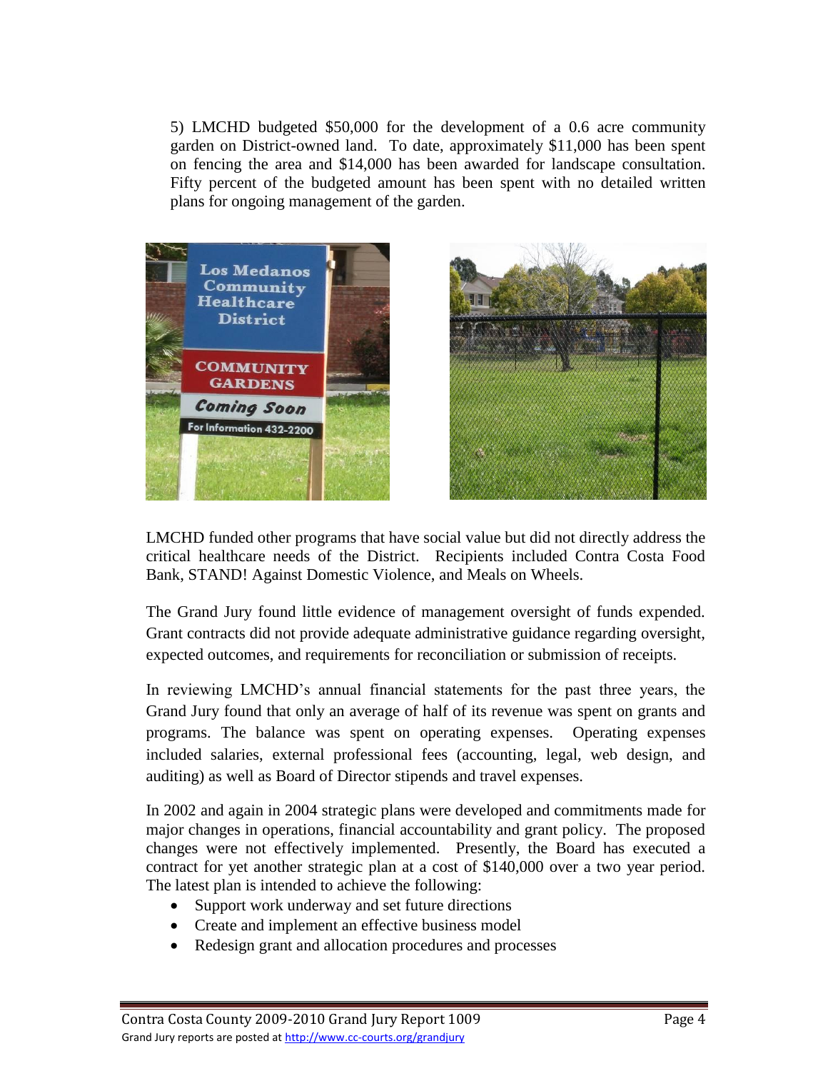5) LMCHD budgeted $50,000 for the development of a 0.6 acre community garden on District-owned land. To date, approximately $11,000 has been spent on fencing the area and $14,000 has been awarded for landscape consultation. Fifty percent of the budgeted amount has been spent with no detailed written plans for ongoing management of the garden.

LMCHD funded other programs that have social value but did not directly address the critical healthcare needs of the District. Recipients included Contra Costa Food Bank, STAND! Against Domestic Violence, and Meals on Wheels.

The Grand Jury found little evidence of management oversight of funds expended. Grant contracts did not provide adequate administrative guidance regarding oversight, expected outcomes, and requirements for reconciliation or submission of receipts.

In reviewing LMCHD's annual financial statements for the past three years, the Grand Jury found that only an average of half of its revenue was spent on grants and programs. The balance was spent on operating expenses. Operating expenses included salaries, external professional fees (accounting, legal, web design, and auditing) as well as Board of Director stipends and travel expenses.

In 2002 and again in 2004 strategic plans were developed and commitments made for major changes in operations, financial accountability and grant policy. The proposed changes were not effectively implemented. Presently, the Board has executed a contract for yet another strategic plan at a cost of $140,000 over a two year period. The latest plan is intended to achieve the following:

- Support work underway and set future directions
- Create and implement an effective business model
- Redesign grant and allocation procedures and processes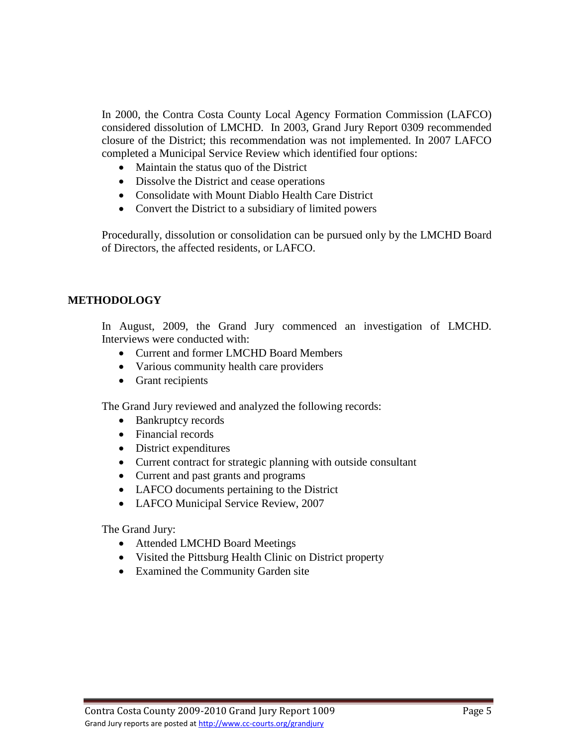In 2000, the Contra Costa County Local Agency Formation Commission (LAFCO) considered dissolution of LMCHD. In 2003, Grand Jury Report 0309 recommended closure of the District; this recommendation was not implemented. In 2007 LAFCO completed a Municipal Service Review which identified four options:

- Maintain the status quo of the District
- Dissolve the District and cease operations
- Consolidate with Mount Diablo Health Care District
- Convert the District to a subsidiary of limited powers

Procedurally, dissolution or consolidation can be pursued only by the LMCHD Board of Directors, the affected residents, or LAFCO.

## METHODOLOGY

In August, 2009, the Grand Jury commenced an investigation of LMCHD. Interviews were conducted with:

- Current and former LMCHD Board Members
- Various community health care providers
- Grant recipients

The Grand Jury reviewed and analyzed the following records:

- Bankruptcy records
- Financial records
- District expenditures
- Current contract for strategic planning with outside consultant
- Current and past grants and programs
- LAFCO documents pertaining to the District
- LAFCO Municipal Service Review, 2007

The Grand Jury:

- Attended LMCHD Board Meetings
- Visited the Pittsburg Health Clinic on District property
- Examined the Community Garden site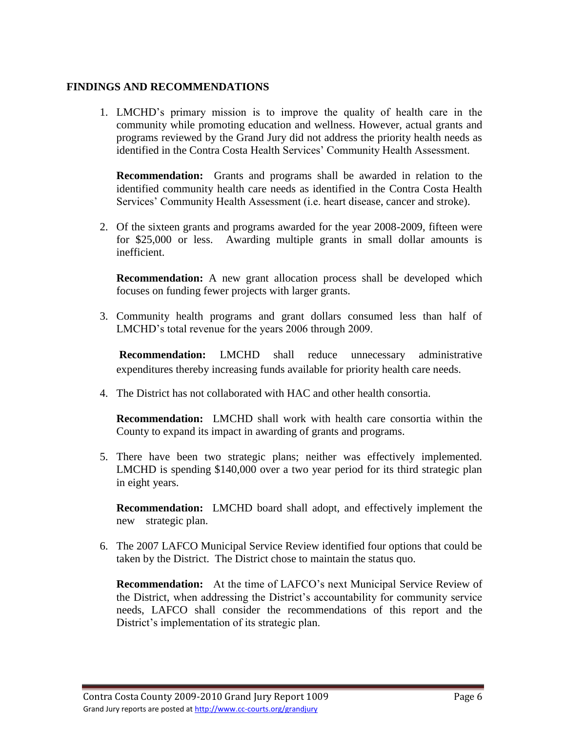## FINDINGS AND RECOMMENDATIONS

1. LMCHD's primary mission is to improve the quality of health care in the community while promoting education and wellness. However, actual grants and programs reviewed by the Grand Jury did not address the priority health needs as identified in the Contra Costa Health Services' Community Health Assessment.

   **Recommendation:** Grants and programs shall be awarded in relation to the identified community health care needs as identified in the Contra Costa Health Services' Community Health Assessment (i.e. heart disease, cancer and stroke).

2. Of the sixteen grants and programs awarded for the year 2008-2009, fifteen were for $25,000 or less. Awarding multiple grants in small dollar amounts is inefficient.

   **Recommendation:** A new grant allocation process shall be developed which focuses on funding fewer projects with larger grants.

3. Community health programs and grant dollars consumed less than half of LMCHD's total revenue for the years 2006 through 2009.

   **Recommendation:** LMCHD shall reduce unnecessary administrative expenditures thereby increasing funds available for priority health care needs.

4. The District has not collaborated with HAC and other health consortia.

   **Recommendation:** LMCHD shall work with health care consortia within the County to expand its impact in awarding of grants and programs.

5. There have been two strategic plans; neither was effectively implemented. LMCHD is spending $140,000 over a two year period for its third strategic plan in eight years.

   **Recommendation:** LMCHD board shall adopt, and effectively implement the new strategic plan.

6. The 2007 LAFCO Municipal Service Review identified four options that could be taken by the District. The District chose to maintain the status quo.

   **Recommendation:** At the time of LAFCO's next Municipal Service Review of the District, when addressing the District's accountability for community service needs, LAFCO shall consider the recommendations of this report and the District's implementation of its strategic plan.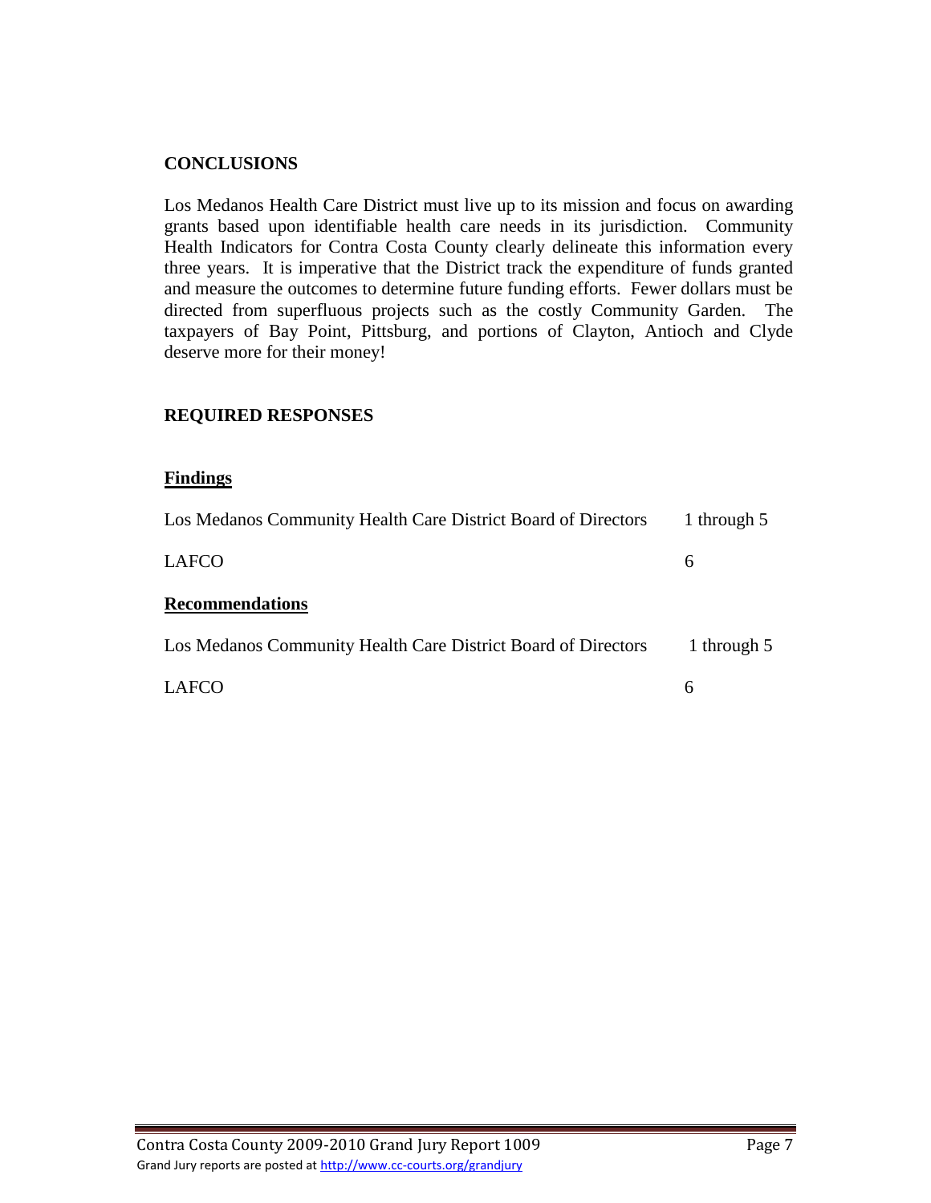## CONCLUSIONS

Los Medanos Health Care District must live up to its mission and focus on awarding grants based upon identifiable health care needs in its jurisdiction. Community Health Indicators for Contra Costa County clearly delineate this information every three years. It is imperative that the District track the expenditure of funds granted and measure the outcomes to determine future funding efforts. Fewer dollars must be directed from superfluous projects such as the costly Community Garden. The taxpayers of Bay Point, Pittsburg, and portions of Clayton, Antioch and Clyde deserve more for their money!

## REQUIRED RESPONSES

### Findings

| | |
|---|---|
| Los Medanos Community Health Care District Board of Directors | 1 through 5 |
| LAFCO | 6 |

### Recommendations

| | |
|---|---|
| Los Medanos Community Health Care District Board of Directors | 1 through 5 |
| LAFCO | 6 |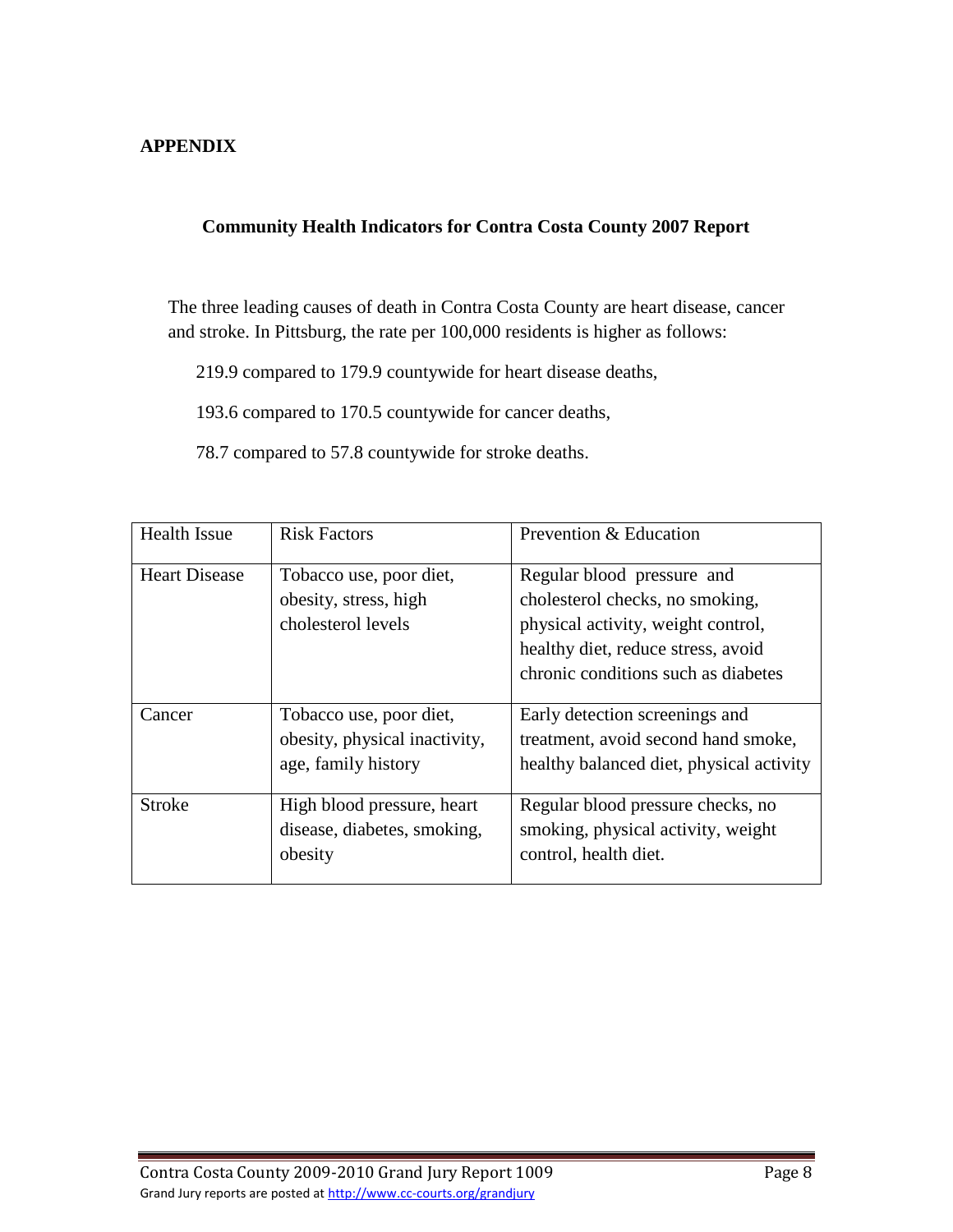## APPENDIX

### Community Health Indicators for Contra Costa County 2007 Report

The three leading causes of death in Contra Costa County are heart disease, cancer and stroke. In Pittsburg, the rate per 100,000 residents is higher as follows:

219.9 compared to 179.9 countywide for heart disease deaths,

193.6 compared to 170.5 countywide for cancer deaths,

78.7 compared to 57.8 countywide for stroke deaths.

| Health Issue | Risk Factors | Prevention & Education |
|---|---|---|
| Heart Disease | Tobacco use, poor diet, obesity, stress, high cholesterol levels | Regular blood pressure and cholesterol checks, no smoking, physical activity, weight control, healthy diet, reduce stress, avoid chronic conditions such as diabetes |
| Cancer | Tobacco use, poor diet, obesity, physical inactivity, age, family history | Early detection screenings and treatment, avoid second hand smoke, healthy balanced diet, physical activity |
| Stroke | High blood pressure, heart disease, diabetes, smoking, obesity | Regular blood pressure checks, no smoking, physical activity, weight control, health diet. |